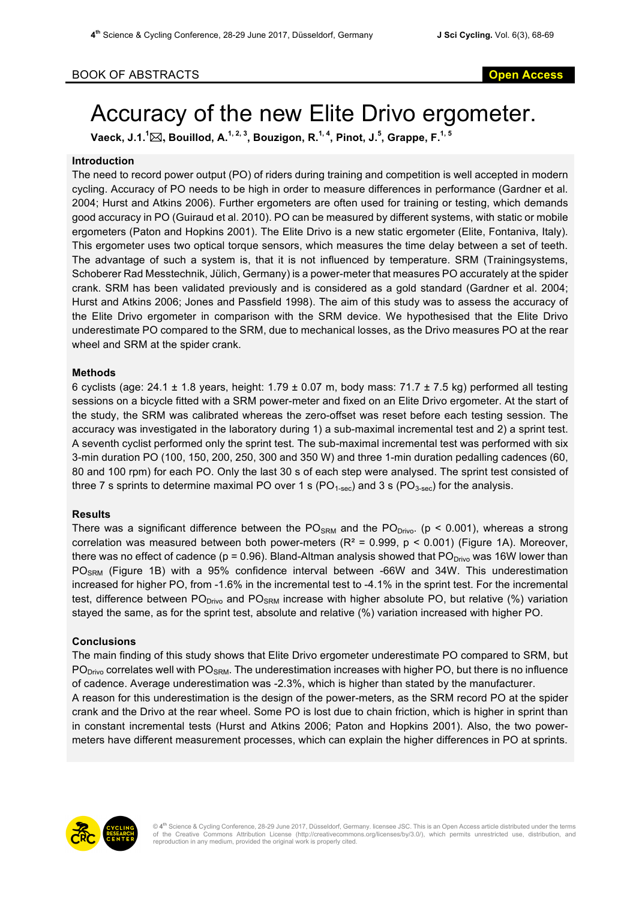BOOK OF ABSTRACTS

**Open Access**

# Accuracy of the new Elite Drivo ergometer.

**Vaeck, J.1.[1]✉, Bouillod, A.[1, 2, 3], Bouzigon, R.[1, 4], Pinot, J.[5], Grappe, F.[1, 5]**

## Introduction

The need to record power output (PO) of riders during training and competition is well accepted in modern cycling. Accuracy of PO needs to be high in order to measure differences in performance (Gardner et al. 2004; Hurst and Atkins 2006). Further ergometers are often used for training or testing, which demands good accuracy in PO (Guiraud et al. 2010). PO can be measured by different systems, with static or mobile ergometers (Paton and Hopkins 2001). The Elite Drivo is a new static ergometer (Elite, Fontaniva, Italy). This ergometer uses two optical torque sensors, which measures the time delay between a set of teeth. The advantage of such a system is, that it is not influenced by temperature. SRM (Trainingsystems, Schoberer Rad Messtechnik, Jülich, Germany) is a power-meter that measures PO accurately at the spider crank. SRM has been validated previously and is considered as a gold standard (Gardner et al. 2004; Hurst and Atkins 2006; Jones and Passfield 1998). The aim of this study was to assess the accuracy of the Elite Drivo ergometer in comparison with the SRM device. We hypothesised that the Elite Drivo underestimate PO compared to the SRM, due to mechanical losses, as the Drivo measures PO at the rear wheel and SRM at the spider crank.

## Methods

6 cyclists (age: 24.1 ± 1.8 years, height: 1.79 ± 0.07 m, body mass: 71.7 ± 7.5 kg) performed all testing sessions on a bicycle fitted with a SRM power-meter and fixed on an Elite Drivo ergometer. At the start of the study, the SRM was calibrated whereas the zero-offset was reset before each testing session. The accuracy was investigated in the laboratory during 1) a sub-maximal incremental test and 2) a sprint test. A seventh cyclist performed only the sprint test. The sub-maximal incremental test was performed with six 3-min duration PO (100, 150, 200, 250, 300 and 350 W) and three 1-min duration pedalling cadences (60, 80 and 100 rpm) for each PO. Only the last 30 s of each step were analysed. The sprint test consisted of three 7 s sprints to determine maximal PO over 1 s ($PO_{1\text{-sec}}$) and 3 s ($PO_{3\text{-sec}}$) for the analysis.

## Results

There was a significant difference between the $PO_{SRM}$ and the $PO_{Drivo}$. ($p < 0.001$), whereas a strong correlation was measured between both power-meters ($R^2 = 0.999$, $p < 0.001$) (Figure 1A). Moreover, there was no effect of cadence ($p = 0.96$). Bland-Altman analysis showed that $PO_{Drivo}$ was 16W lower than $PO_{SRM}$ (Figure 1B) with a 95% confidence interval between -66W and 34W. This underestimation increased for higher PO, from -1.6% in the incremental test to -4.1% in the sprint test. For the incremental test, difference between $PO_{Drivo}$ and $PO_{SRM}$ increase with higher absolute PO, but relative (%) variation stayed the same, as for the sprint test, absolute and relative (%) variation increased with higher PO.

## Conclusions

The main finding of this study shows that Elite Drivo ergometer underestimate PO compared to SRM, but $PO_{Drivo}$ correlates well with $PO_{SRM}$. The underestimation increases with higher PO, but there is no influence of cadence. Average underestimation was -2.3%, which is higher than stated by the manufacturer.

A reason for this underestimation is the design of the power-meters, as the SRM record PO at the spider crank and the Drivo at the rear wheel. Some PO is lost due to chain friction, which is higher in sprint than in constant incremental tests (Hurst and Atkins 2006; Paton and Hopkins 2001). Also, the two power-meters have different measurement processes, which can explain the higher differences in PO at sprints.

© 4th Science & Cycling Conference, 28-29 June 2017, Düsseldorf, Germany. licensee JSC. This is an Open Access article distributed under the terms of the Creative Commons Attribution License (http://creativecommons.org/licenses/by/3.0/), which permits unrestricted use, distribution, and reproduction in any medium, provided the original work is properly cited.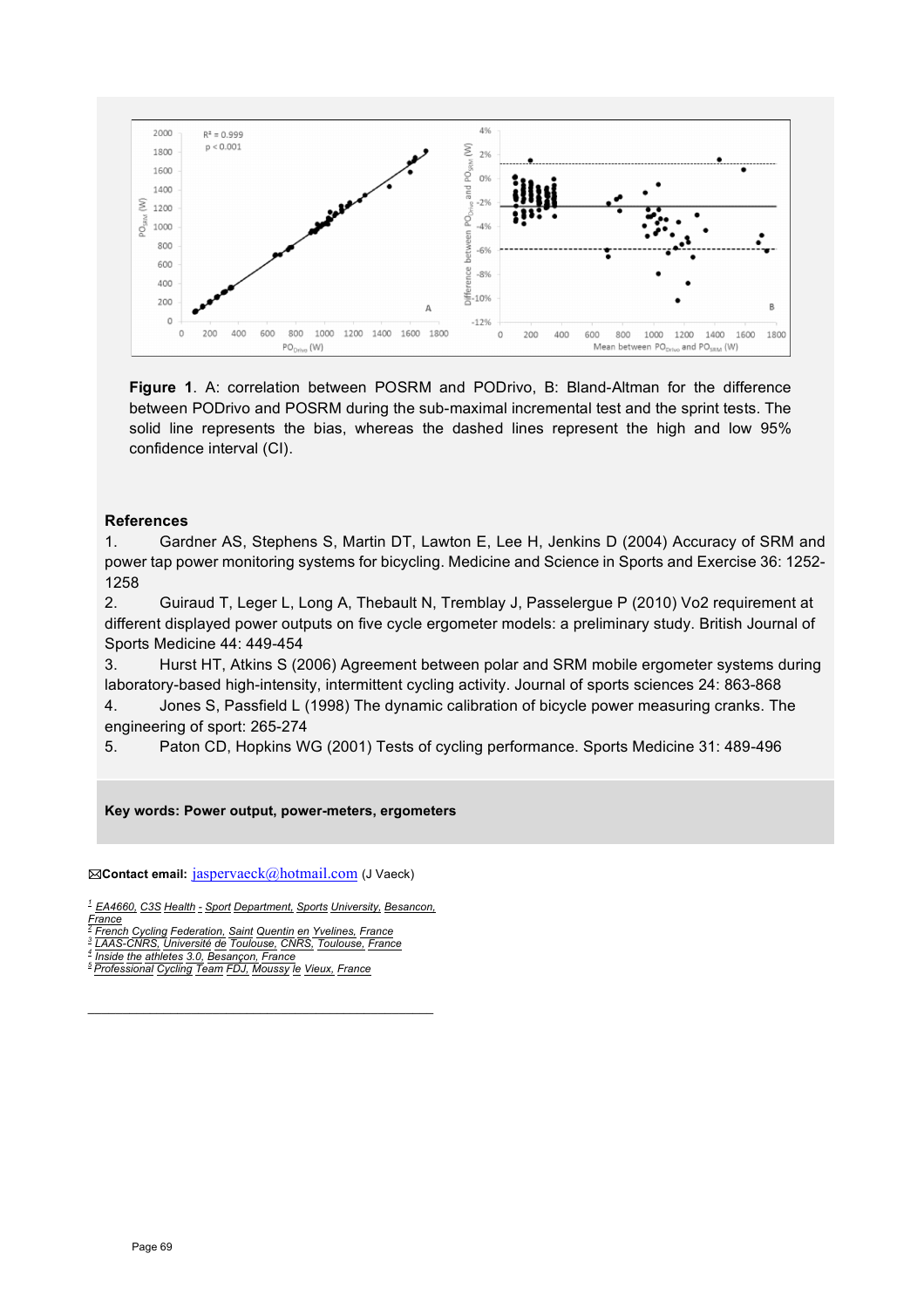R² = 0.999
p < 0.001

$PO_{SRM}$ (W)

2000
1800
1600
1400
1200
1000
800
600
400
200
0

0 200 400 600 800 1000 1200 1400 1600 1800

$PO_{Drivo}$ (W)

A

Difference between $PO_{Drivo}$ and $PO_{SRM}$ (W)

4%
2%
0%
-2%
-4%
-6%
-8%
-10%
-12%

0 200 400 600 800 1000 1200 1400 1600 1800

Mean between $PO_{Drivo}$ and $PO_{SRM}$ (W)

B

**Figure 1**. A: correlation between POSRM and PODrivo, B: Bland-Altman for the difference between PODrivo and POSRM during the sub-maximal incremental test and the sprint tests. The solid line represents the bias, whereas the dashed lines represent the high and low 95% confidence interval (CI).

## References

1. Gardner AS, Stephens S, Martin DT, Lawton E, Lee H, Jenkins D (2004) Accuracy of SRM and power tap power monitoring systems for bicycling. Medicine and Science in Sports and Exercise 36: 1252-1258
2. Guiraud T, Leger L, Long A, Thebault N, Tremblay J, Passelergue P (2010) Vo2 requirement at different displayed power outputs on five cycle ergometer models: a preliminary study. British Journal of Sports Medicine 44: 449-454
3. Hurst HT, Atkins S (2006) Agreement between polar and SRM mobile ergometer systems during laboratory-based high-intensity, intermittent cycling activity. Journal of sports sciences 24: 863-868
4. Jones S, Passfield L (1998) The dynamic calibration of bicycle power measuring cranks. The engineering of sport: 265-274
5. Paton CD, Hopkins WG (2001) Tests of cycling performance. Sports Medicine 31: 489-496

**Key words: Power output, power-meters, ergometers**

**Contact email:** jaspervaeck@hotmail.com (J Vaeck)

[1] EA4660, C3S Health - Sport Department, Sports University, Besancon, France
[2] French Cycling Federation, Saint Quentin en Yvelines, France
[3] LAAS-CNRS, Université de Toulouse, CNRS, Toulouse, France
[4] Inside the athletes 3.0, Besançon, France
[5] Professional Cycling Team FDJ, Moussy le Vieux, France